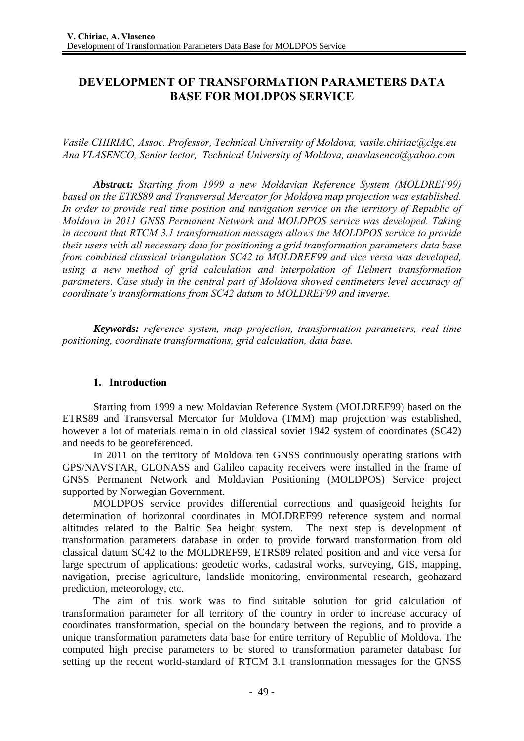# DEVELOPMENT OF TRANSFORMATION PARAMETERS DATA BASE FOR MOLDPOS SERVICE

*Vasile CHIRIAC, Assoc. Professor, Technical University of Moldova, vasile.chiriac@clge.eu*
*Ana VLASENCO, Senior lector, Technical University of Moldova, anavlasenco@yahoo.com*

***Abstract:*** *Starting from 1999 a new Moldavian Reference System (MOLDREF99) based on the ETRS89 and Transversal Mercator for Moldova map projection was established. In order to provide real time position and navigation service on the territory of Republic of Moldova in 2011 GNSS Permanent Network and MOLDPOS service was developed. Taking in account that RTCM 3.1 transformation messages allows the MOLDPOS service to provide their users with all necessary data for positioning a grid transformation parameters data base from combined classical triangulation SC42 to MOLDREF99 and vice versa was developed, using a new method of grid calculation and interpolation of Helmert transformation parameters. Case study in the central part of Moldova showed centimeters level accuracy of coordinate's transformations from SC42 datum to MOLDREF99 and inverse.*

***Keywords:*** *reference system, map projection, transformation parameters, real time positioning, coordinate transformations, grid calculation, data base.*

## 1. Introduction

Starting from 1999 a new Moldavian Reference System (MOLDREF99) based on the ETRS89 and Transversal Mercator for Moldova (TMM) map projection was established, however a lot of materials remain in old classical soviet 1942 system of coordinates (SC42) and needs to be georeferenced.

In 2011 on the territory of Moldova ten GNSS continuously operating stations with GPS/NAVSTAR, GLONASS and Galileo capacity receivers were installed in the frame of GNSS Permanent Network and Moldavian Positioning (MOLDPOS) Service project supported by Norwegian Government.

MOLDPOS service provides differential corrections and quasigeoid heights for determination of horizontal coordinates in MOLDREF99 reference system and normal altitudes related to the Baltic Sea height system. The next step is development of transformation parameters database in order to provide forward transformation from old classical datum SC42 to the MOLDREF99, ETRS89 related position and and vice versa for large spectrum of applications: geodetic works, cadastral works, surveying, GIS, mapping, navigation, precise agriculture, landslide monitoring, environmental research, geohazard prediction, meteorology, etc.

The aim of this work was to find suitable solution for grid calculation of transformation parameter for all territory of the country in order to increase accuracy of coordinates transformation, special on the boundary between the regions, and to provide a unique transformation parameters data base for entire territory of Republic of Moldova. The computed high precise parameters to be stored to transformation parameter database for setting up the recent world-standard of RTCM 3.1 transformation messages for the GNSS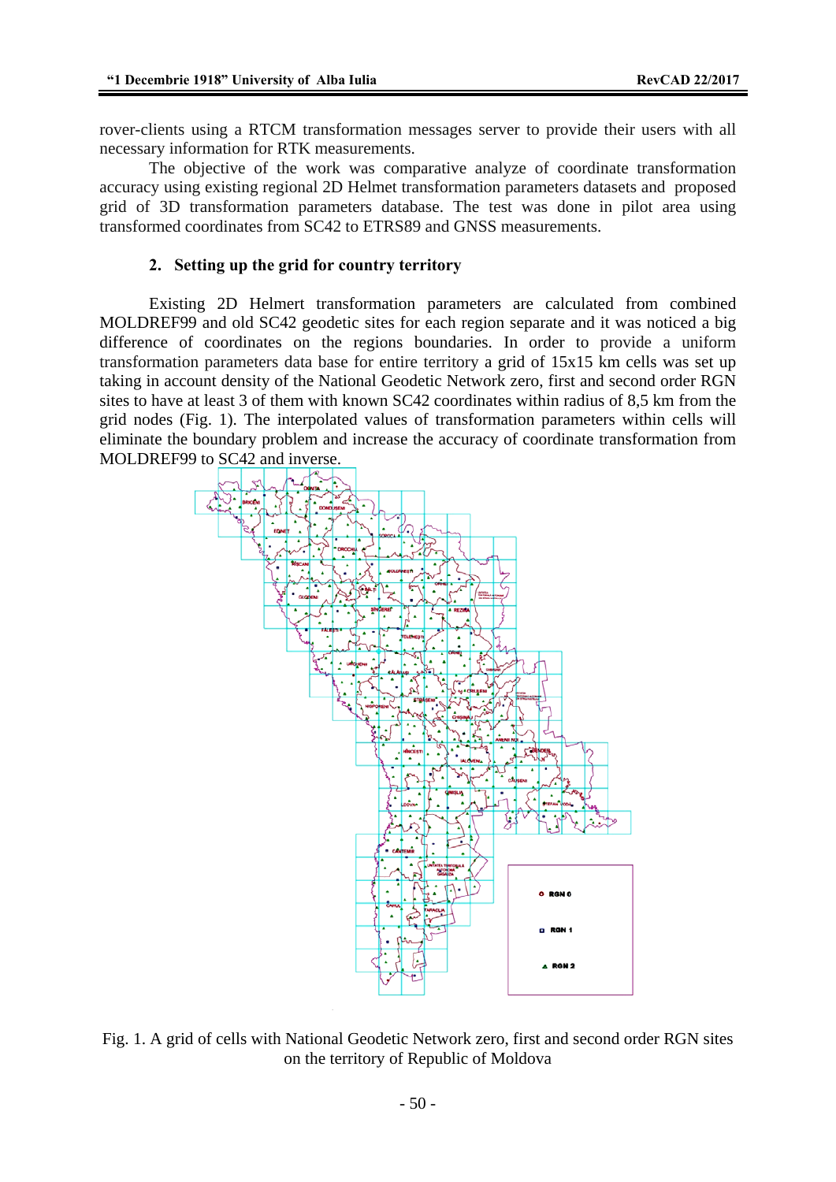rover-clients using a RTCM transformation messages server to provide their users with all necessary information for RTK measurements.

The objective of the work was comparative analyze of coordinate transformation accuracy using existing regional 2D Helmet transformation parameters datasets and proposed grid of 3D transformation parameters database. The test was done in pilot area using transformed coordinates from SC42 to ETRS89 and GNSS measurements.

## 2. Setting up the grid for country territory

Existing 2D Helmert transformation parameters are calculated from combined MOLDREF99 and old SC42 geodetic sites for each region separate and it was noticed a big difference of coordinates on the regions boundaries. In order to provide a uniform transformation parameters data base for entire territory a grid of 15x15 km cells was set up taking in account density of the National Geodetic Network zero, first and second order RGN sites to have at least 3 of them with known SC42 coordinates within radius of 8,5 km from the grid nodes (Fig. 1). The interpolated values of transformation parameters within cells will eliminate the boundary problem and increase the accuracy of coordinate transformation from MOLDREF99 to SC42 and inverse.

Fig. 1. A grid of cells with National Geodetic Network zero, first and second order RGN sites on the territory of Republic of Moldova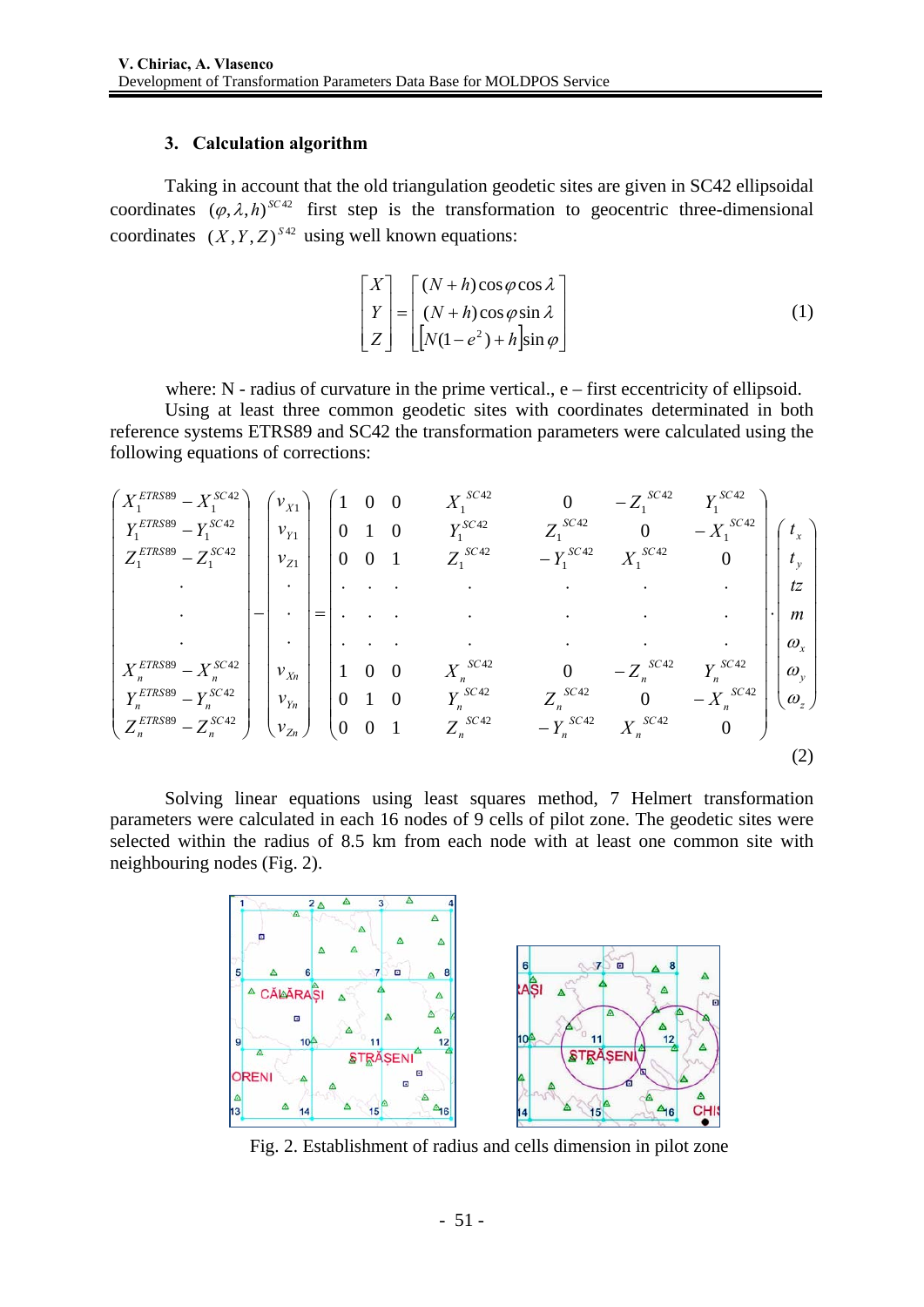## 3. Calculation algorithm

Taking in account that the old triangulation geodetic sites are given in SC42 ellipsoidal coordinates $(\varphi, \lambda, h)^{SC42}$ first step is the transformation to geocentric three-dimensional coordinates $(X, Y, Z)^{S42}$ using well known equations:

$$\begin{bmatrix} X \\ Y \\ Z \end{bmatrix} = \begin{bmatrix} (N+h)\cos\varphi\cos\lambda \\ (N+h)\cos\varphi\sin\lambda \\ \left[N(1-e^2)+h\right]\sin\varphi \end{bmatrix} \tag{1}$$

where: N - radius of curvature in the prime vertical., e – first eccentricity of ellipsoid.

Using at least three common geodetic sites with coordinates determinated in both reference systems ETRS89 and SC42 the transformation parameters were calculated using the following equations of corrections:

$$\begin{pmatrix} X_1^{ETRS89} - X_1^{SC42} \\ Y_1^{ETRS89} - Y_1^{SC42} \\ Z_1^{ETRS89} - Z_1^{SC42} \\ \cdot \\ \cdot \\ \cdot \\ X_n^{ETRS89} - X_n^{SC42} \\ Y_n^{ETRS89} - Y_n^{SC42} \\ Z_n^{ETRS89} - Z_n^{SC42} \end{pmatrix} - \begin{pmatrix} v_{X1} \\ v_{Y1} \\ v_{Z1} \\ \cdot \\ \cdot \\ \cdot \\ v_{Xn} \\ v_{Yn} \\ v_{Zn} \end{pmatrix} = \begin{pmatrix} 1 & 0 & 0 & X_1^{SC42} & 0 & -Z_1^{SC42} & Y_1^{SC42} \\ 0 & 1 & 0 & Y_1^{SC42} & Z_1^{SC42} & 0 & -X_1^{SC42} \\ 0 & 0 & 1 & Z_1^{SC42} & -Y_1^{SC42} & X_1^{SC42} & 0 \\ \cdot & \cdot & \cdot & \cdot & \cdot & \cdot & \cdot \\ \cdot & \cdot & \cdot & \cdot & \cdot & \cdot & \cdot \\ \cdot & \cdot & \cdot & \cdot & \cdot & \cdot & \cdot \\ 1 & 0 & 0 & X_n^{SC42} & 0 & -Z_n^{SC42} & Y_n^{SC42} \\ 0 & 1 & 0 & Y_n^{SC42} & Z_n^{SC42} & 0 & -X_n^{SC42} \\ 0 & 0 & 1 & Z_n^{SC42} & -Y_n^{SC42} & X_n^{SC42} & 0 \end{pmatrix} \cdot \begin{pmatrix} t_x \\ t_y \\ tz \\ m \\ \omega_x \\ \omega_y \\ \omega_z \end{pmatrix} \tag{2}$$

Solving linear equations using least squares method, 7 Helmert transformation parameters were calculated in each 16 nodes of 9 cells of pilot zone. The geodetic sites were selected within the radius of 8.5 km from each node with at least one common site with neighbouring nodes (Fig. 2).

Fig. 2. Establishment of radius and cells dimension in pilot zone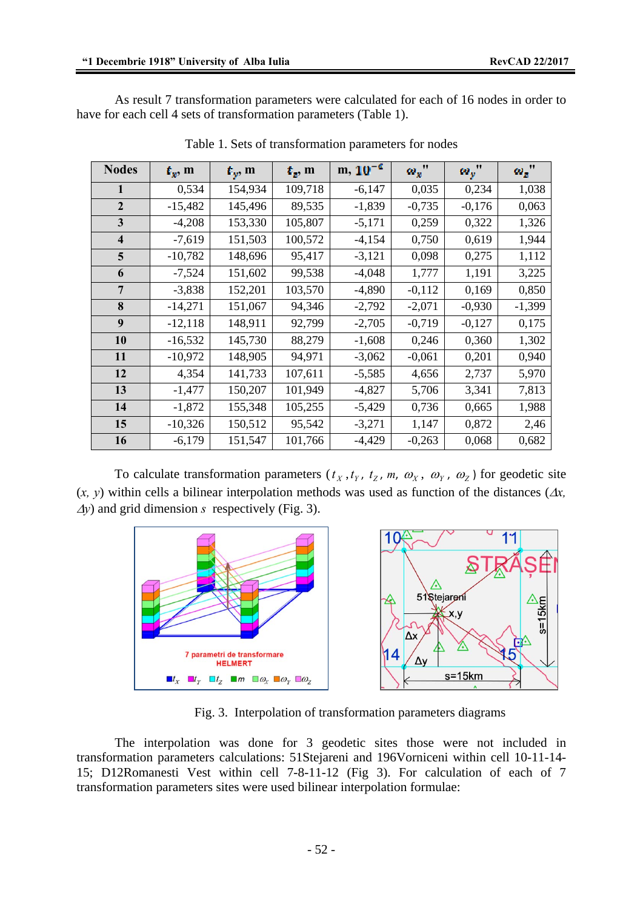As result 7 transformation parameters were calculated for each of 16 nodes in order to have for each cell 4 sets of transformation parameters (Table 1).

Table 1. Sets of transformation parameters for nodes

| Nodes | $t_x$, m | $t_y$, m | $t_z$, m | m, $10^{-6}$ | $\omega_x$" | $\omega_y$" | $\omega_z$" |
|---|---|---|---|---|---|---|---|
| **1** | 0,534 | 154,934 | 109,718 | -6,147 | 0,035 | 0,234 | 1,038 |
| **2** | -15,482 | 145,496 | 89,535 | -1,839 | -0,735 | -0,176 | 0,063 |
| **3** | -4,208 | 153,330 | 105,807 | -5,171 | 0,259 | 0,322 | 1,326 |
| **4** | -7,619 | 151,503 | 100,572 | -4,154 | 0,750 | 0,619 | 1,944 |
| **5** | -10,782 | 148,696 | 95,417 | -3,121 | 0,098 | 0,275 | 1,112 |
| **6** | -7,524 | 151,602 | 99,538 | -4,048 | 1,777 | 1,191 | 3,225 |
| **7** | -3,838 | 152,201 | 103,570 | -4,890 | -0,112 | 0,169 | 0,850 |
| **8** | -14,271 | 151,067 | 94,346 | -2,792 | -2,071 | -0,930 | -1,399 |
| **9** | -12,118 | 148,911 | 92,799 | -2,705 | -0,719 | -0,127 | 0,175 |
| **10** | -16,532 | 145,730 | 88,279 | -1,608 | 0,246 | 0,360 | 1,302 |
| **11** | -10,972 | 148,905 | 94,971 | -3,062 | -0,061 | 0,201 | 0,940 |
| **12** | 4,354 | 141,733 | 107,611 | -5,585 | 4,656 | 2,737 | 5,970 |
| **13** | -1,477 | 150,207 | 101,949 | -4,827 | 5,706 | 3,341 | 7,813 |
| **14** | -1,872 | 155,348 | 105,255 | -5,429 | 0,736 | 0,665 | 1,988 |
| **15** | -10,326 | 150,512 | 95,542 | -3,271 | 1,147 | 0,872 | 2,46 |
| **16** | -6,179 | 151,547 | 101,766 | -4,429 | -0,263 | 0,068 | 0,682 |

To calculate transformation parameters ($t_X, t_Y, t_Z, m, \omega_X, \omega_Y, \omega_Z$) for geodetic site ($x, y$) within cells a bilinear interpolation methods was used as function of the distances ($\Delta x$, $\Delta y$) and grid dimension $s$ respectively (Fig. 3).

Fig. 3. Interpolation of transformation parameters diagrams

The interpolation was done for 3 geodetic sites those were not included in transformation parameters calculations: 51Stejareni and 196Vorniceni within cell 10-11-14-15; D12Romanesti Vest within cell 7-8-11-12 (Fig 3). For calculation of each of 7 transformation parameters sites were used bilinear interpolation formulae: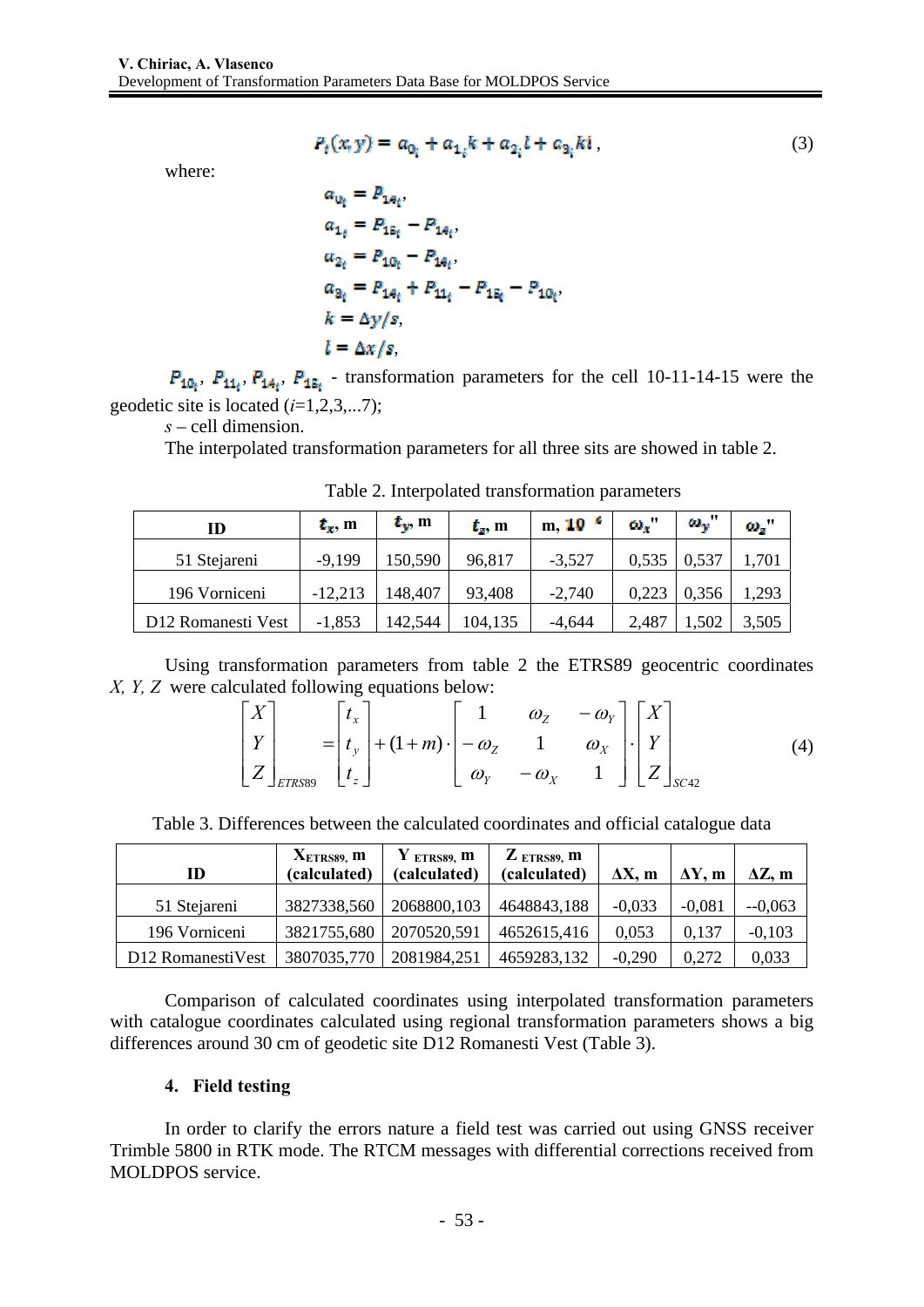$$P_i(x,y) = a_{0_i} + a_{1_i}k + a_{2_i}l + a_{3_i}kl\,, \tag{3}$$

where:

$$a_{0_i} = P_{14_i},$$
$$a_{1_i} = P_{15_i} - P_{14_i},$$
$$a_{2_i} = P_{10_i} - P_{14_i},$$
$$a_{3_i} = P_{14_i} + P_{11_i} - P_{15_i} - P_{10_i},$$
$$k = \Delta y/s,$$
$$l = \Delta x/s,$$

$P_{10_i}$, $P_{11_i}$, $P_{14_i}$, $P_{15_i}$ - transformation parameters for the cell 10-11-14-15 were the geodetic site is located ($i$=1,2,3,...7);

$s$ – cell dimension.

The interpolated transformation parameters for all three sits are showed in table 2.

Table 2. Interpolated transformation parameters

| ID | $t_x$, m | $t_y$, m | $t_z$, m | m, $10^{-6}$ | $\omega_x$" | $\omega_y$" | $\omega_z$" |
|---|---|---|---|---|---|---|---|
| 51 Stejareni | -9,199 | 150,590 | 96,817 | -3,527 | 0,535 | 0,537 | 1,701 |
| 196 Vorniceni | -12,213 | 148,407 | 93,408 | -2,740 | 0,223 | 0,356 | 1,293 |
| D12 Romanesti Vest | -1,853 | 142,544 | 104,135 | -4,644 | 2,487 | 1,502 | 3,505 |

Using transformation parameters from table 2 the ETRS89 geocentric coordinates $X$, $Y$, $Z$ were calculated following equations below:

$$\begin{bmatrix} X \\ Y \\ Z \end{bmatrix}_{ETRS89} = \begin{bmatrix} t_x \\ t_y \\ t_z \end{bmatrix} + (1+m)\cdot \begin{bmatrix} 1 & \omega_Z & -\omega_Y \\ -\omega_Z & 1 & \omega_X \\ \omega_Y & -\omega_X & 1 \end{bmatrix} \cdot \begin{bmatrix} X \\ Y \\ Z \end{bmatrix}_{SC42} \tag{4}$$

Table 3. Differences between the calculated coordinates and official catalogue data

| ID | $X_{ETRS89}$, m (calculated) | $Y_{ETRS89}$, m (calculated) | $Z_{ETRS89}$, m (calculated) | ΔX, m | ΔY, m | ΔZ, m |
|---|---|---|---|---|---|---|
| 51 Stejareni | 3827338,560 | 2068800,103 | 4648843,188 | -0,033 | -0,081 | --0,063 |
| 196 Vorniceni | 3821755,680 | 2070520,591 | 4652615,416 | 0,053 | 0,137 | -0,103 |
| D12 RomanestiVest | 3807035,770 | 2081984,251 | 4659283,132 | -0,290 | 0,272 | 0,033 |

Comparison of calculated coordinates using interpolated transformation parameters with catalogue coordinates calculated using regional transformation parameters shows a big differences around 30 cm of geodetic site D12 Romanesti Vest (Table 3).

## 4. Field testing

In order to clarify the errors nature a field test was carried out using GNSS receiver Trimble 5800 in RTK mode. The RTCM messages with differential corrections received from MOLDPOS service.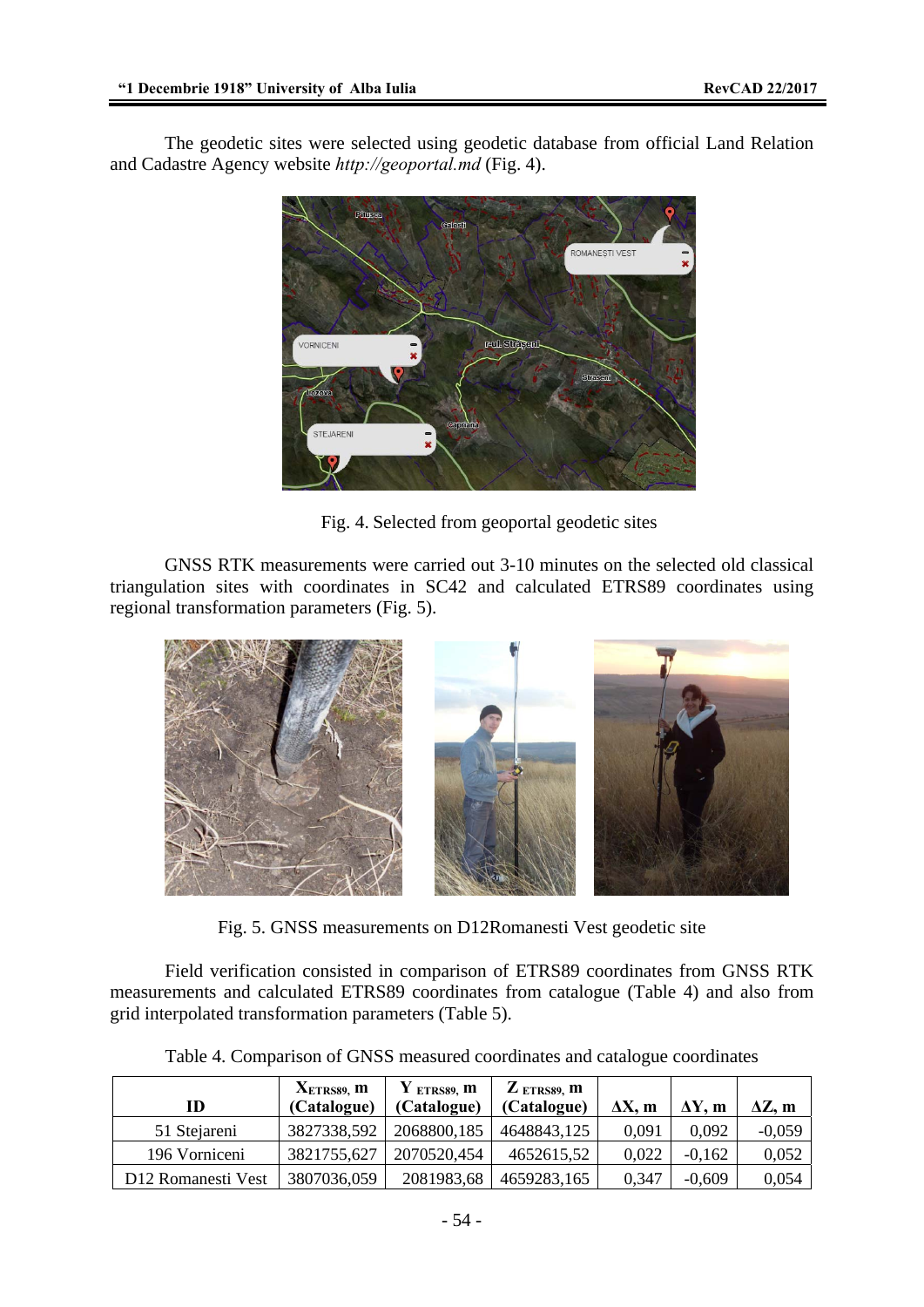The geodetic sites were selected using geodetic database from official Land Relation and Cadastre Agency website *http://geoportal.md* (Fig. 4).

Fig. 4. Selected from geoportal geodetic sites

GNSS RTK measurements were carried out 3-10 minutes on the selected old classical triangulation sites with coordinates in SC42 and calculated ETRS89 coordinates using regional transformation parameters (Fig. 5).

Fig. 5. GNSS measurements on D12Romanesti Vest geodetic site

Field verification consisted in comparison of ETRS89 coordinates from GNSS RTK measurements and calculated ETRS89 coordinates from catalogue (Table 4) and also from grid interpolated transformation parameters (Table 5).

Table 4. Comparison of GNSS measured coordinates and catalogue coordinates

| ID | $X_{ETRS89}$, m (Catalogue) | $Y_{ETRS89}$, m (Catalogue) | $Z_{ETRS89}$, m (Catalogue) | ΔX, m | ΔY, m | ΔZ, m |
|---|---|---|---|---|---|---|
| 51 Stejareni | 3827338,592 | 2068800,185 | 4648843,125 | 0,091 | 0,092 | -0,059 |
| 196 Vorniceni | 3821755,627 | 2070520,454 | 4652615,52 | 0,022 | -0,162 | 0,052 |
| D12 Romanesti Vest | 3807036,059 | 2081983,68 | 4659283,165 | 0,347 | -0,609 | 0,054 |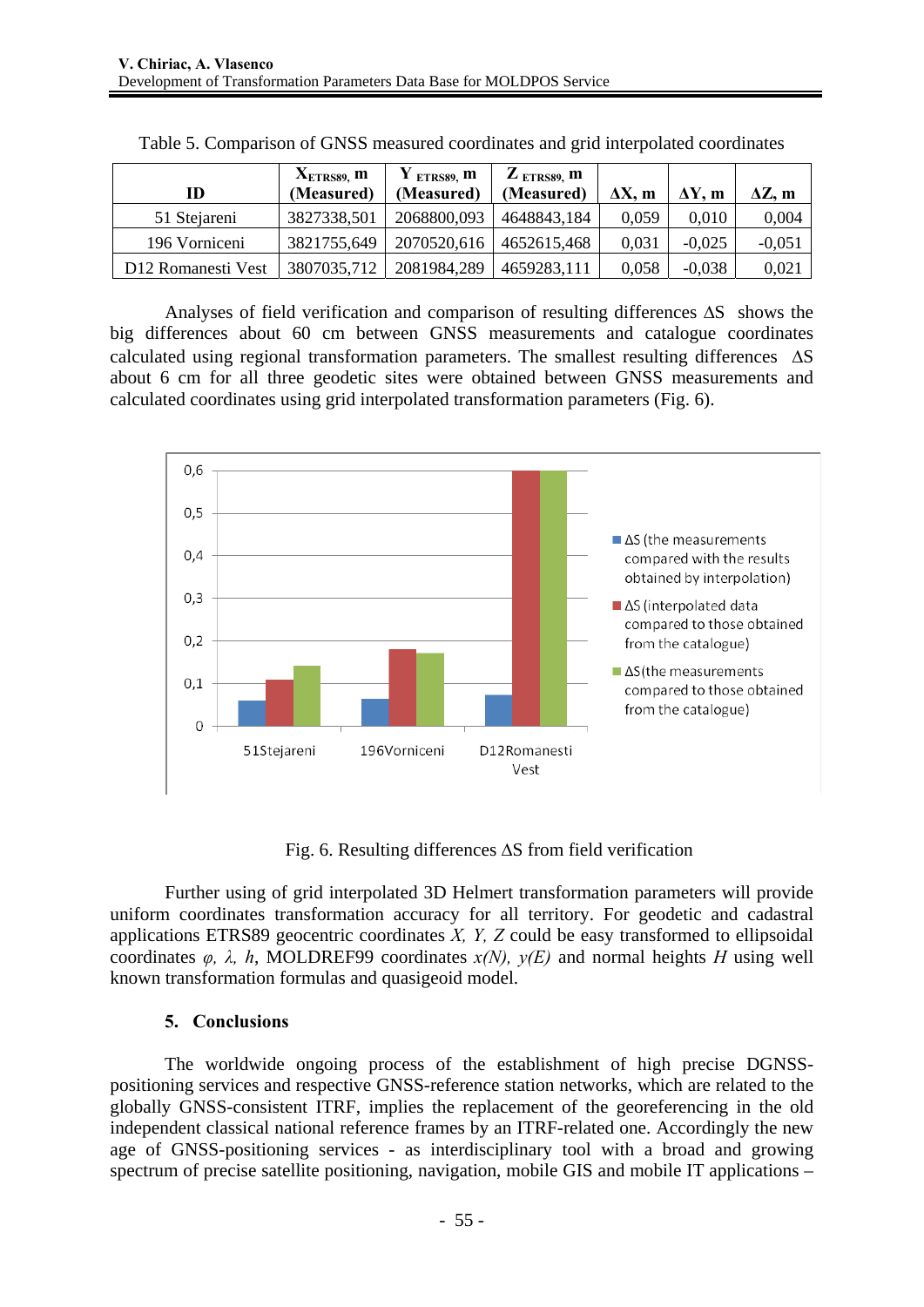Table 5. Comparison of GNSS measured coordinates and grid interpolated coordinates

| ID | $X_{ETRS89}$, m (Measured) | $Y_{ETRS89}$, m (Measured) | $Z_{ETRS89}$, m (Measured) | ΔX, m | ΔY, m | ΔZ, m |
|---|---|---|---|---|---|---|
| 51 Stejareni | 3827338,501 | 2068800,093 | 4648843,184 | 0,059 | 0,010 | 0,004 |
| 196 Vorniceni | 3821755,649 | 2070520,616 | 4652615,468 | 0,031 | -0,025 | -0,051 |
| D12 Romanesti Vest | 3807035,712 | 2081984,289 | 4659283,111 | 0,058 | -0,038 | 0,021 |

Analyses of field verification and comparison of resulting differences ΔS shows the big differences about 60 cm between GNSS measurements and catalogue coordinates calculated using regional transformation parameters. The smallest resulting differences ΔS about 6 cm for all three geodetic sites were obtained between GNSS measurements and calculated coordinates using grid interpolated transformation parameters (Fig. 6).

Fig. 6. Resulting differences ΔS from field verification

Further using of grid interpolated 3D Helmert transformation parameters will provide uniform coordinates transformation accuracy for all territory. For geodetic and cadastral applications ETRS89 geocentric coordinates *X, Y, Z* could be easy transformed to ellipsoidal coordinates *φ, λ, h*, MOLDREF99 coordinates *x(N), y(E)* and normal heights *H* using well known transformation formulas and quasigeoid model.

## 5. Conclusions

The worldwide ongoing process of the establishment of high precise DGNSS-positioning services and respective GNSS-reference station networks, which are related to the globally GNSS-consistent ITRF, implies the replacement of the georeferencing in the old independent classical national reference frames by an ITRF-related one. Accordingly the new age of GNSS-positioning services - as interdisciplinary tool with a broad and growing spectrum of precise satellite positioning, navigation, mobile GIS and mobile IT applications –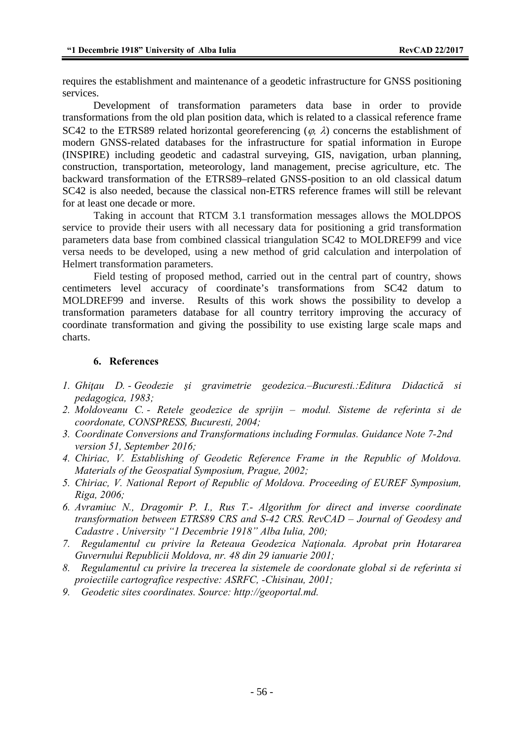requires the establishment and maintenance of a geodetic infrastructure for GNSS positioning services.

Development of transformation parameters data base in order to provide transformations from the old plan position data, which is related to a classical reference frame SC42 to the ETRS89 related horizontal georeferencing ($\varphi$, $\lambda$) concerns the establishment of modern GNSS-related databases for the infrastructure for spatial information in Europe (INSPIRE) including geodetic and cadastral surveying, GIS, navigation, urban planning, construction, transportation, meteorology, land management, precise agriculture, etc. The backward transformation of the ETRS89–related GNSS-position to an old classical datum SC42 is also needed, because the classical non-ETRS reference frames will still be relevant for at least one decade or more.

Taking in account that RTCM 3.1 transformation messages allows the MOLDPOS service to provide their users with all necessary data for positioning a grid transformation parameters data base from combined classical triangulation SC42 to MOLDREF99 and vice versa needs to be developed, using a new method of grid calculation and interpolation of Helmert transformation parameters.

Field testing of proposed method, carried out in the central part of country, shows centimeters level accuracy of coordinate's transformations from SC42 datum to MOLDREF99 and inverse. Results of this work shows the possibility to develop a transformation parameters database for all country territory improving the accuracy of coordinate transformation and giving the possibility to use existing large scale maps and charts.

## 6. References

1. *Ghiţau D. - Geodezie şi gravimetrie geodezica.–Bucuresti.:Editura Didactică si pedagogica, 1983;*
2. *Moldoveanu C. - Retele geodezice de sprijin – modul. Sisteme de referinta si de coordonate, CONSPRESS, Bucuresti, 2004;*
3. *Coordinate Conversions and Transformations including Formulas. Guidance Note 7-2nd version 51, September 2016;*
4. *Chiriac, V. Establishing of Geodetic Reference Frame in the Republic of Moldova. Materials of the Geospatial Symposium, Prague, 2002;*
5. *Chiriac, V. National Report of Republic of Moldova. Proceeding of EUREF Symposium, Riga, 2006;*
6. *Avramiuc N., Dragomir P. I., Rus T.- Algorithm for direct and inverse coordinate transformation between ETRS89 CRS and S-42 CRS. RevCAD – Journal of Geodesy and Cadastre . University "1 Decembrie 1918" Alba Iulia, 200;*
7. *Regulamentul cu privire la Reteaua Geodezica Naţionala. Aprobat prin Hotararea Guvernului Republicii Moldova, nr. 48 din 29 ianuarie 2001;*
8. *Regulamentul cu privire la trecerea la sistemele de coordonate global si de referinta si proiectiile cartografice respective: ASRFC, -Chisinau, 2001;*
9. *Geodetic sites coordinates. Source: http://geoportal.md.*